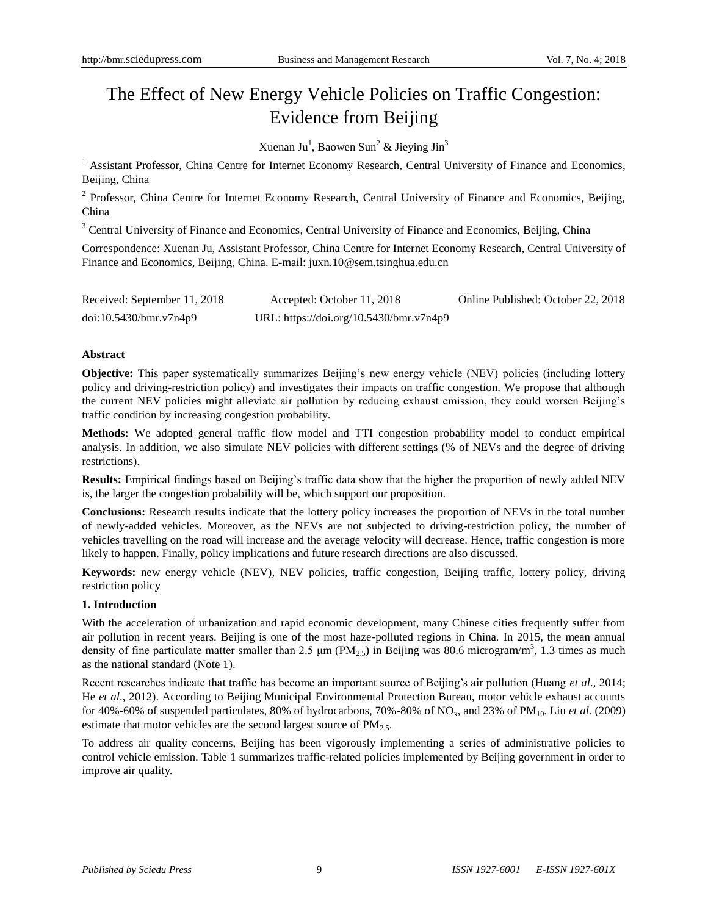# The Effect of New Energy Vehicle Policies on Traffic Congestion: Evidence from Beijing

Xuenan Ju[1], Baowen Sun[2] & Jieying Jin[3]

[1] Assistant Professor, China Centre for Internet Economy Research, Central University of Finance and Economics, Beijing, China

[2] Professor, China Centre for Internet Economy Research, Central University of Finance and Economics, Beijing, China

[3] Central University of Finance and Economics, Central University of Finance and Economics, Beijing, China

Correspondence: Xuenan Ju, Assistant Professor, China Centre for Internet Economy Research, Central University of Finance and Economics, Beijing, China. E-mail: juxn.10@sem.tsinghua.edu.cn

Received: September 11, 2018 Accepted: October 11, 2018 Online Published: October 22, 2018

doi:10.5430/bmr.v7n4p9 URL: https://doi.org/10.5430/bmr.v7n4p9

**Abstract**

**Objective:** This paper systematically summarizes Beijing's new energy vehicle (NEV) policies (including lottery policy and driving-restriction policy) and investigates their impacts on traffic congestion. We propose that although the current NEV policies might alleviate air pollution by reducing exhaust emission, they could worsen Beijing's traffic condition by increasing congestion probability.

**Methods:** We adopted general traffic flow model and TTI congestion probability model to conduct empirical analysis. In addition, we also simulate NEV policies with different settings (% of NEVs and the degree of driving restrictions).

**Results:** Empirical findings based on Beijing's traffic data show that the higher the proportion of newly added NEV is, the larger the congestion probability will be, which support our proposition.

**Conclusions:** Research results indicate that the lottery policy increases the proportion of NEVs in the total number of newly-added vehicles. Moreover, as the NEVs are not subjected to driving-restriction policy, the number of vehicles travelling on the road will increase and the average velocity will decrease. Hence, traffic congestion is more likely to happen. Finally, policy implications and future research directions are also discussed.

**Keywords:** new energy vehicle (NEV), NEV policies, traffic congestion, Beijing traffic, lottery policy, driving restriction policy

**1. Introduction**

With the acceleration of urbanization and rapid economic development, many Chinese cities frequently suffer from air pollution in recent years. Beijing is one of the most haze-polluted regions in China. In 2015, the mean annual density of fine particulate matter smaller than 2.5 μm ($PM_{2.5}$) in Beijing was 80.6 microgram/m$^3$, 1.3 times as much as the national standard (Note 1).

Recent researches indicate that traffic has become an important source of Beijing's air pollution (Huang *et al*., 2014; He *et al*., 2012). According to Beijing Municipal Environmental Protection Bureau, motor vehicle exhaust accounts for 40%-60% of suspended particulates, 80% of hydrocarbons, 70%-80% of $NO_x$, and 23% of $PM_{10}$. Liu *et al*. (2009) estimate that motor vehicles are the second largest source of $PM_{2.5}$.

To address air quality concerns, Beijing has been vigorously implementing a series of administrative policies to control vehicle emission. Table 1 summarizes traffic-related policies implemented by Beijing government in order to improve air quality.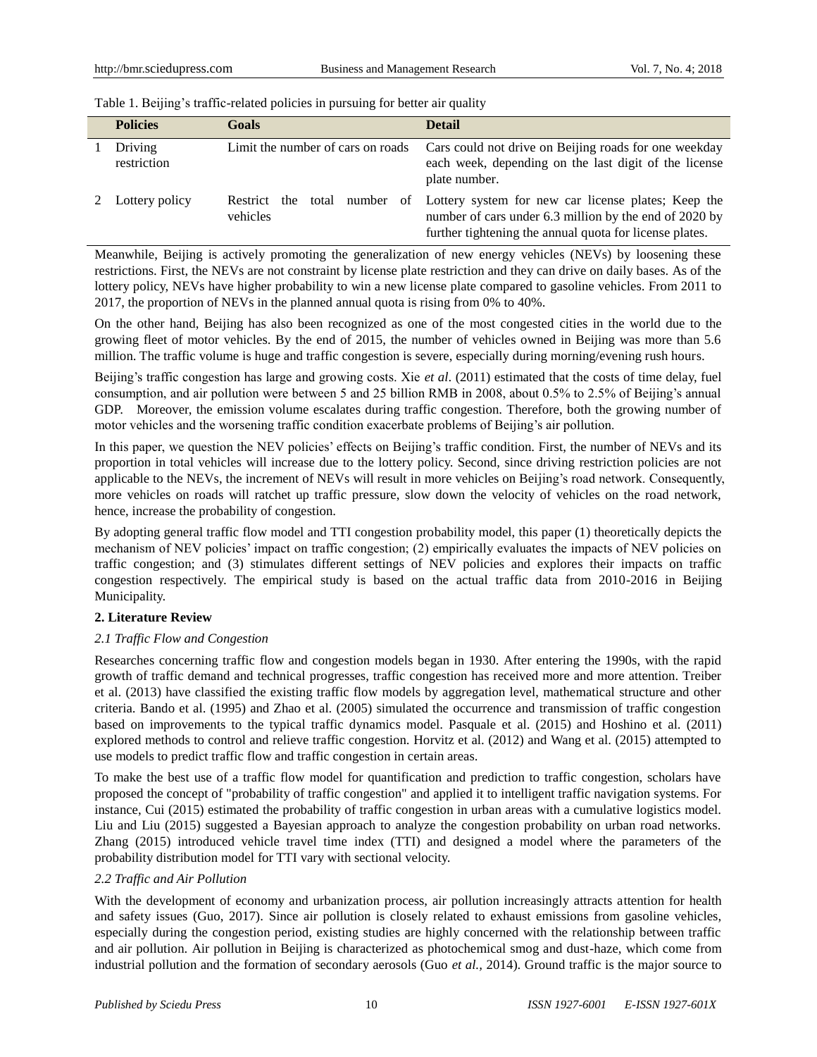Table 1. Beijing's traffic-related policies in pursuing for better air quality

| | Policies | Goals | Detail |
|---|---|---|---|
| 1 | Driving restriction | Limit the number of cars on roads | Cars could not drive on Beijing roads for one weekday each week, depending on the last digit of the license plate number. |
| 2 | Lottery policy | Restrict the total number of vehicles | Lottery system for new car license plates; Keep the number of cars under 6.3 million by the end of 2020 by further tightening the annual quota for license plates. |

Meanwhile, Beijing is actively promoting the generalization of new energy vehicles (NEVs) by loosening these restrictions. First, the NEVs are not constraint by license plate restriction and they can drive on daily bases. As of the lottery policy, NEVs have higher probability to win a new license plate compared to gasoline vehicles. From 2011 to 2017, the proportion of NEVs in the planned annual quota is rising from 0% to 40%.

On the other hand, Beijing has also been recognized as one of the most congested cities in the world due to the growing fleet of motor vehicles. By the end of 2015, the number of vehicles owned in Beijing was more than 5.6 million. The traffic volume is huge and traffic congestion is severe, especially during morning/evening rush hours.

Beijing's traffic congestion has large and growing costs. Xie *et al*. (2011) estimated that the costs of time delay, fuel consumption, and air pollution were between 5 and 25 billion RMB in 2008, about 0.5% to 2.5% of Beijing's annual GDP. Moreover, the emission volume escalates during traffic congestion. Therefore, both the growing number of motor vehicles and the worsening traffic condition exacerbate problems of Beijing's air pollution.

In this paper, we question the NEV policies' effects on Beijing's traffic condition. First, the number of NEVs and its proportion in total vehicles will increase due to the lottery policy. Second, since driving restriction policies are not applicable to the NEVs, the increment of NEVs will result in more vehicles on Beijing's road network. Consequently, more vehicles on roads will ratchet up traffic pressure, slow down the velocity of vehicles on the road network, hence, increase the probability of congestion.

By adopting general traffic flow model and TTI congestion probability model, this paper (1) theoretically depicts the mechanism of NEV policies' impact on traffic congestion; (2) empirically evaluates the impacts of NEV policies on traffic congestion; and (3) stimulates different settings of NEV policies and explores their impacts on traffic congestion respectively. The empirical study is based on the actual traffic data from 2010-2016 in Beijing Municipality.

## 2. Literature Review

### *2.1 Traffic Flow and Congestion*

Researches concerning traffic flow and congestion models began in 1930. After entering the 1990s, with the rapid growth of traffic demand and technical progresses, traffic congestion has received more and more attention. Treiber et al. (2013) have classified the existing traffic flow models by aggregation level, mathematical structure and other criteria. Bando et al. (1995) and Zhao et al. (2005) simulated the occurrence and transmission of traffic congestion based on improvements to the typical traffic dynamics model. Pasquale et al. (2015) and Hoshino et al. (2011) explored methods to control and relieve traffic congestion. Horvitz et al. (2012) and Wang et al. (2015) attempted to use models to predict traffic flow and traffic congestion in certain areas.

To make the best use of a traffic flow model for quantification and prediction to traffic congestion, scholars have proposed the concept of "probability of traffic congestion" and applied it to intelligent traffic navigation systems. For instance, Cui (2015) estimated the probability of traffic congestion in urban areas with a cumulative logistics model. Liu and Liu (2015) suggested a Bayesian approach to analyze the congestion probability on urban road networks. Zhang (2015) introduced vehicle travel time index (TTI) and designed a model where the parameters of the probability distribution model for TTI vary with sectional velocity.

### *2.2 Traffic and Air Pollution*

With the development of economy and urbanization process, air pollution increasingly attracts attention for health and safety issues (Guo, 2017). Since air pollution is closely related to exhaust emissions from gasoline vehicles, especially during the congestion period, existing studies are highly concerned with the relationship between traffic and air pollution. Air pollution in Beijing is characterized as photochemical smog and dust-haze, which come from industrial pollution and the formation of secondary aerosols (Guo *et al.*, 2014). Ground traffic is the major source to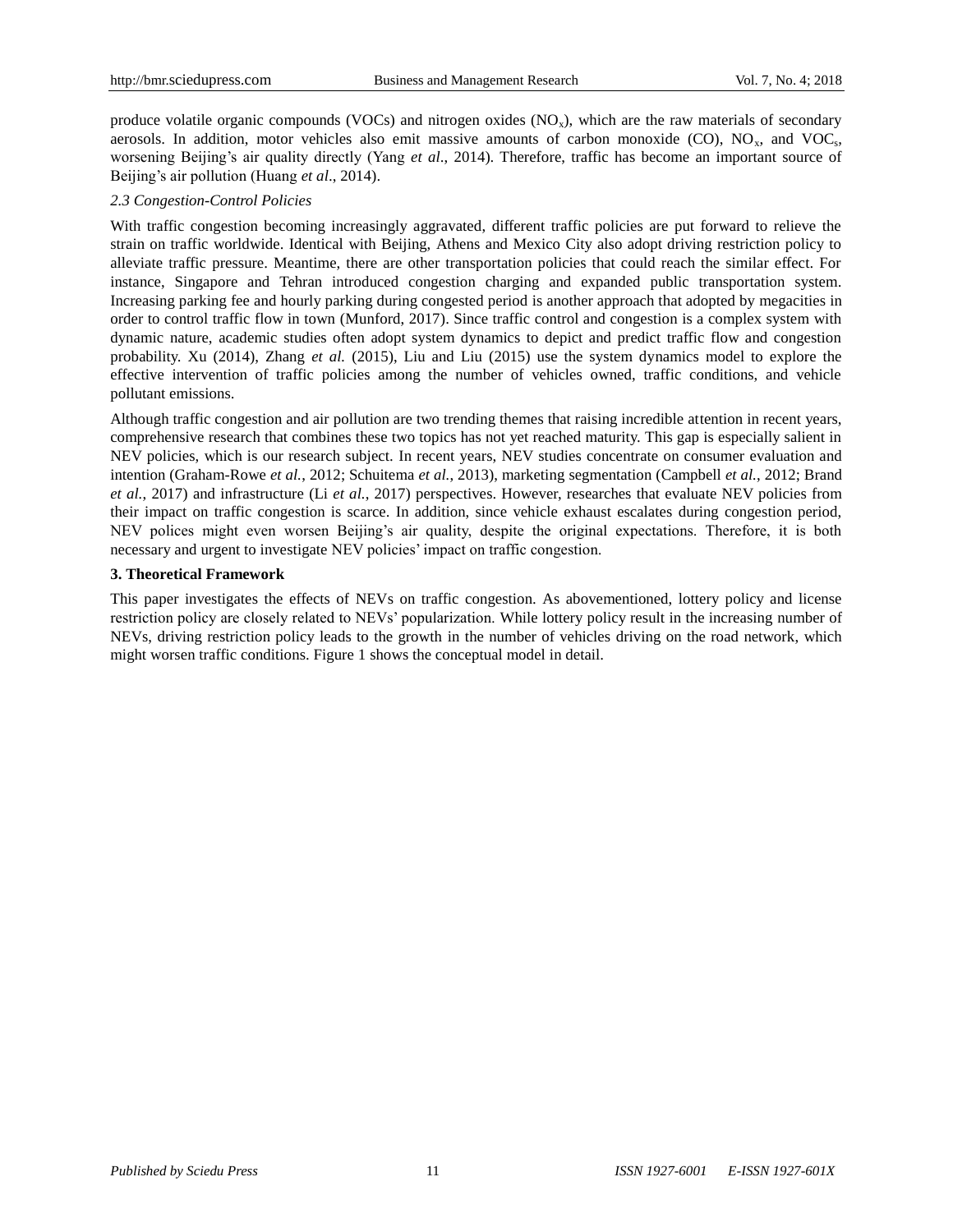produce volatile organic compounds (VOCs) and nitrogen oxides ($NO_x$), which are the raw materials of secondary aerosols. In addition, motor vehicles also emit massive amounts of carbon monoxide (CO), $NO_x$, and $VOC_s$, worsening Beijing's air quality directly (Yang *et al*., 2014). Therefore, traffic has become an important source of Beijing's air pollution (Huang *et al*., 2014).

### *2.3 Congestion-Control Policies*

With traffic congestion becoming increasingly aggravated, different traffic policies are put forward to relieve the strain on traffic worldwide. Identical with Beijing, Athens and Mexico City also adopt driving restriction policy to alleviate traffic pressure. Meantime, there are other transportation policies that could reach the similar effect. For instance, Singapore and Tehran introduced congestion charging and expanded public transportation system. Increasing parking fee and hourly parking during congested period is another approach that adopted by megacities in order to control traffic flow in town (Munford, 2017). Since traffic control and congestion is a complex system with dynamic nature, academic studies often adopt system dynamics to depict and predict traffic flow and congestion probability. Xu (2014), Zhang *et al.* (2015), Liu and Liu (2015) use the system dynamics model to explore the effective intervention of traffic policies among the number of vehicles owned, traffic conditions, and vehicle pollutant emissions.

Although traffic congestion and air pollution are two trending themes that raising incredible attention in recent years, comprehensive research that combines these two topics has not yet reached maturity. This gap is especially salient in NEV policies, which is our research subject. In recent years, NEV studies concentrate on consumer evaluation and intention (Graham-Rowe *et al.*, 2012; Schuitema *et al.*, 2013), marketing segmentation (Campbell *et al.*, 2012; Brand *et al.*, 2017) and infrastructure (Li *et al.*, 2017) perspectives. However, researches that evaluate NEV policies from their impact on traffic congestion is scarce. In addition, since vehicle exhaust escalates during congestion period, NEV polices might even worsen Beijing's air quality, despite the original expectations. Therefore, it is both necessary and urgent to investigate NEV policies' impact on traffic congestion.

## 3. Theoretical Framework

This paper investigates the effects of NEVs on traffic congestion. As abovementioned, lottery policy and license restriction policy are closely related to NEVs' popularization. While lottery policy result in the increasing number of NEVs, driving restriction policy leads to the growth in the number of vehicles driving on the road network, which might worsen traffic conditions. Figure 1 shows the conceptual model in detail.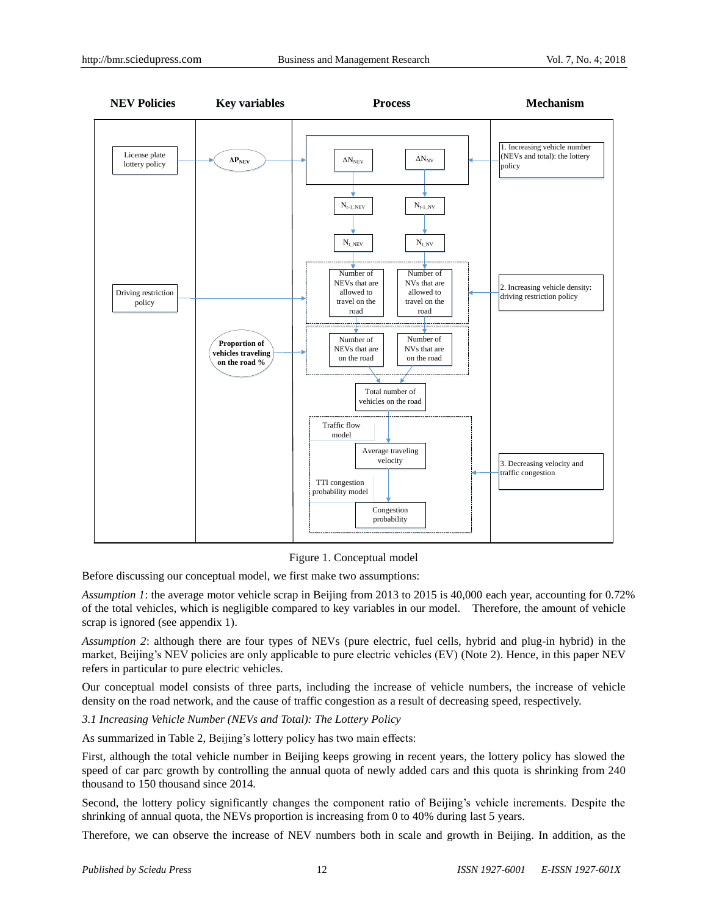Figure 1. Conceptual model

Before discussing our conceptual model, we first make two assumptions:

*Assumption 1*: the average motor vehicle scrap in Beijing from 2013 to 2015 is 40,000 each year, accounting for 0.72% of the total vehicles, which is negligible compared to key variables in our model. Therefore, the amount of vehicle scrap is ignored (see appendix 1).

*Assumption 2*: although there are four types of NEVs (pure electric, fuel cells, hybrid and plug-in hybrid) in the market, Beijing's NEV policies are only applicable to pure electric vehicles (EV) (Note 2). Hence, in this paper NEV refers in particular to pure electric vehicles.

Our conceptual model consists of three parts, including the increase of vehicle numbers, the increase of vehicle density on the road network, and the cause of traffic congestion as a result of decreasing speed, respectively.

### *3.1 Increasing Vehicle Number (NEVs and Total): The Lottery Policy*

As summarized in Table 2, Beijing's lottery policy has two main effects:

First, although the total vehicle number in Beijing keeps growing in recent years, the lottery policy has slowed the speed of car parc growth by controlling the annual quota of newly added cars and this quota is shrinking from 240 thousand to 150 thousand since 2014.

Second, the lottery policy significantly changes the component ratio of Beijing's vehicle increments. Despite the shrinking of annual quota, the NEVs proportion is increasing from 0 to 40% during last 5 years.

Therefore, we can observe the increase of NEV numbers both in scale and growth in Beijing. In addition, as the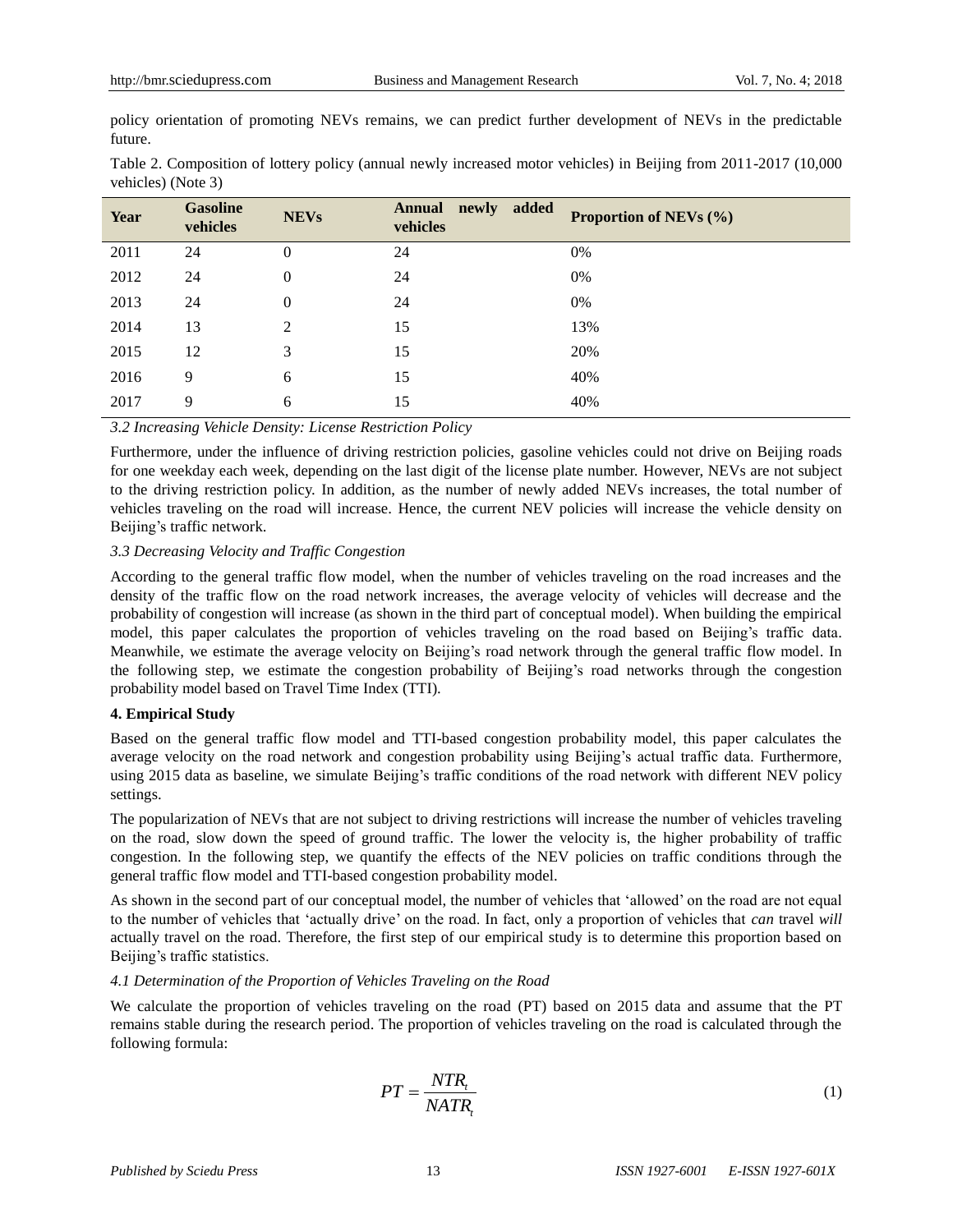policy orientation of promoting NEVs remains, we can predict further development of NEVs in the predictable future.

Table 2. Composition of lottery policy (annual newly increased motor vehicles) in Beijing from 2011-2017 (10,000 vehicles) (Note 3)

| Year | Gasoline vehicles | NEVs | Annual newly added vehicles | Proportion of NEVs (%) |
|---|---|---|---|---|
| 2011 | 24 | 0 | 24 | 0% |
| 2012 | 24 | 0 | 24 | 0% |
| 2013 | 24 | 0 | 24 | 0% |
| 2014 | 13 | 2 | 15 | 13% |
| 2015 | 12 | 3 | 15 | 20% |
| 2016 | 9 | 6 | 15 | 40% |
| 2017 | 9 | 6 | 15 | 40% |

### *3.2 Increasing Vehicle Density: License Restriction Policy*

Furthermore, under the influence of driving restriction policies, gasoline vehicles could not drive on Beijing roads for one weekday each week, depending on the last digit of the license plate number. However, NEVs are not subject to the driving restriction policy. In addition, as the number of newly added NEVs increases, the total number of vehicles traveling on the road will increase. Hence, the current NEV policies will increase the vehicle density on Beijing's traffic network.

### *3.3 Decreasing Velocity and Traffic Congestion*

According to the general traffic flow model, when the number of vehicles traveling on the road increases and the density of the traffic flow on the road network increases, the average velocity of vehicles will decrease and the probability of congestion will increase (as shown in the third part of conceptual model). When building the empirical model, this paper calculates the proportion of vehicles traveling on the road based on Beijing's traffic data. Meanwhile, we estimate the average velocity on Beijing's road network through the general traffic flow model. In the following step, we estimate the congestion probability of Beijing's road networks through the congestion probability model based on Travel Time Index (TTI).

## **4. Empirical Study**

Based on the general traffic flow model and TTI-based congestion probability model, this paper calculates the average velocity on the road network and congestion probability using Beijing's actual traffic data. Furthermore, using 2015 data as baseline, we simulate Beijing's traffic conditions of the road network with different NEV policy settings.

The popularization of NEVs that are not subject to driving restrictions will increase the number of vehicles traveling on the road, slow down the speed of ground traffic. The lower the velocity is, the higher probability of traffic congestion. In the following step, we quantify the effects of the NEV policies on traffic conditions through the general traffic flow model and TTI-based congestion probability model.

As shown in the second part of our conceptual model, the number of vehicles that 'allowed' on the road are not equal to the number of vehicles that 'actually drive' on the road. In fact, only a proportion of vehicles that *can* travel *will* actually travel on the road. Therefore, the first step of our empirical study is to determine this proportion based on Beijing's traffic statistics.

### *4.1 Determination of the Proportion of Vehicles Traveling on the Road*

We calculate the proportion of vehicles traveling on the road (PT) based on 2015 data and assume that the PT remains stable during the research period. The proportion of vehicles traveling on the road is calculated through the following formula:

$$PT = \frac{NTR_t}{NATR_t} \tag{1}$$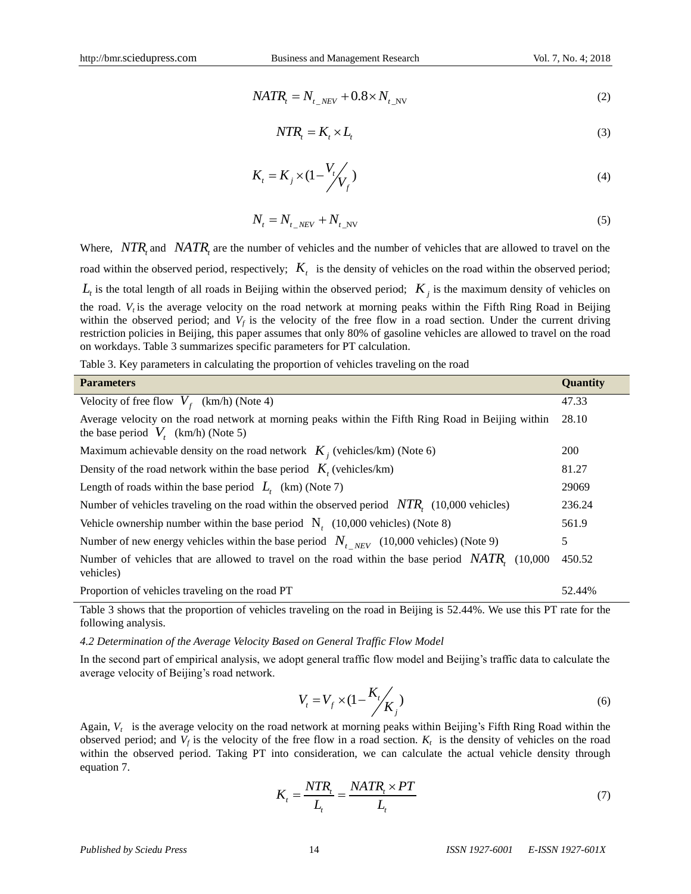$$NATR_t = N_{t\_NEV} + 0.8 \times N_{t\_NV} \tag{2}$$

$$NTR_t = K_t \times L_t \tag{3}$$

$$K_t = K_j \times (1 - V_t / V_f) \tag{4}$$

$$N_t = N_{t\_NEV} + N_{t\_NV} \tag{5}$$

Where, $NTR_t$ and $NATR_t$ are the number of vehicles and the number of vehicles that are allowed to travel on the road within the observed period, respectively; $K_t$ is the density of vehicles on the road within the observed period; $L_t$ is the total length of all roads in Beijing within the observed period; $K_j$ is the maximum density of vehicles on the road. $V_t$ is the average velocity on the road network at morning peaks within the Fifth Ring Road in Beijing within the observed period; and $V_f$ is the velocity of the free flow in a road section. Under the current driving restriction policies in Beijing, this paper assumes that only 80% of gasoline vehicles are allowed to travel on the road on workdays. Table 3 summarizes specific parameters for PT calculation.

Table 3. Key parameters in calculating the proportion of vehicles traveling on the road

| Parameters | Quantity |
|---|---|
| Velocity of free flow $V_f$ (km/h) (Note 4) | 47.33 |
| Average velocity on the road network at morning peaks within the Fifth Ring Road in Beijing within the base period $V_t$ (km/h) (Note 5) | 28.10 |
| Maximum achievable density on the road network $K_j$ (vehicles/km) (Note 6) | 200 |
| Density of the road network within the base period $K_t$ (vehicles/km) | 81.27 |
| Length of roads within the base period $L_t$ (km) (Note 7) | 29069 |
| Number of vehicles traveling on the road within the observed period $NTR_t$ (10,000 vehicles) | 236.24 |
| Vehicle ownership number within the base period $N_t$ (10,000 vehicles) (Note 8) | 561.9 |
| Number of new energy vehicles within the base period $N_{t\_NEV}$ (10,000 vehicles) (Note 9) | 5 |
| Number of vehicles that are allowed to travel on the road within the base period $NATR_t$ (10,000 vehicles) | 450.52 |
| Proportion of vehicles traveling on the road PT | 52.44% |

Table 3 shows that the proportion of vehicles traveling on the road in Beijing is 52.44%. We use this PT rate for the following analysis.

### *4.2 Determination of the Average Velocity Based on General Traffic Flow Model*

In the second part of empirical analysis, we adopt general traffic flow model and Beijing's traffic data to calculate the average velocity of Beijing's road network.

$$V_t = V_f \times (1 - K_t / K_j) \tag{6}$$

Again, $V_t$ is the average velocity on the road network at morning peaks within Beijing's Fifth Ring Road within the observed period; and $V_f$ is the velocity of the free flow in a road section. $K_t$ is the density of vehicles on the road within the observed period. Taking PT into consideration, we can calculate the actual vehicle density through equation 7.

$$K_t = \frac{NTR_t}{L_t} = \frac{NATR_t \times PT}{L_t} \tag{7}$$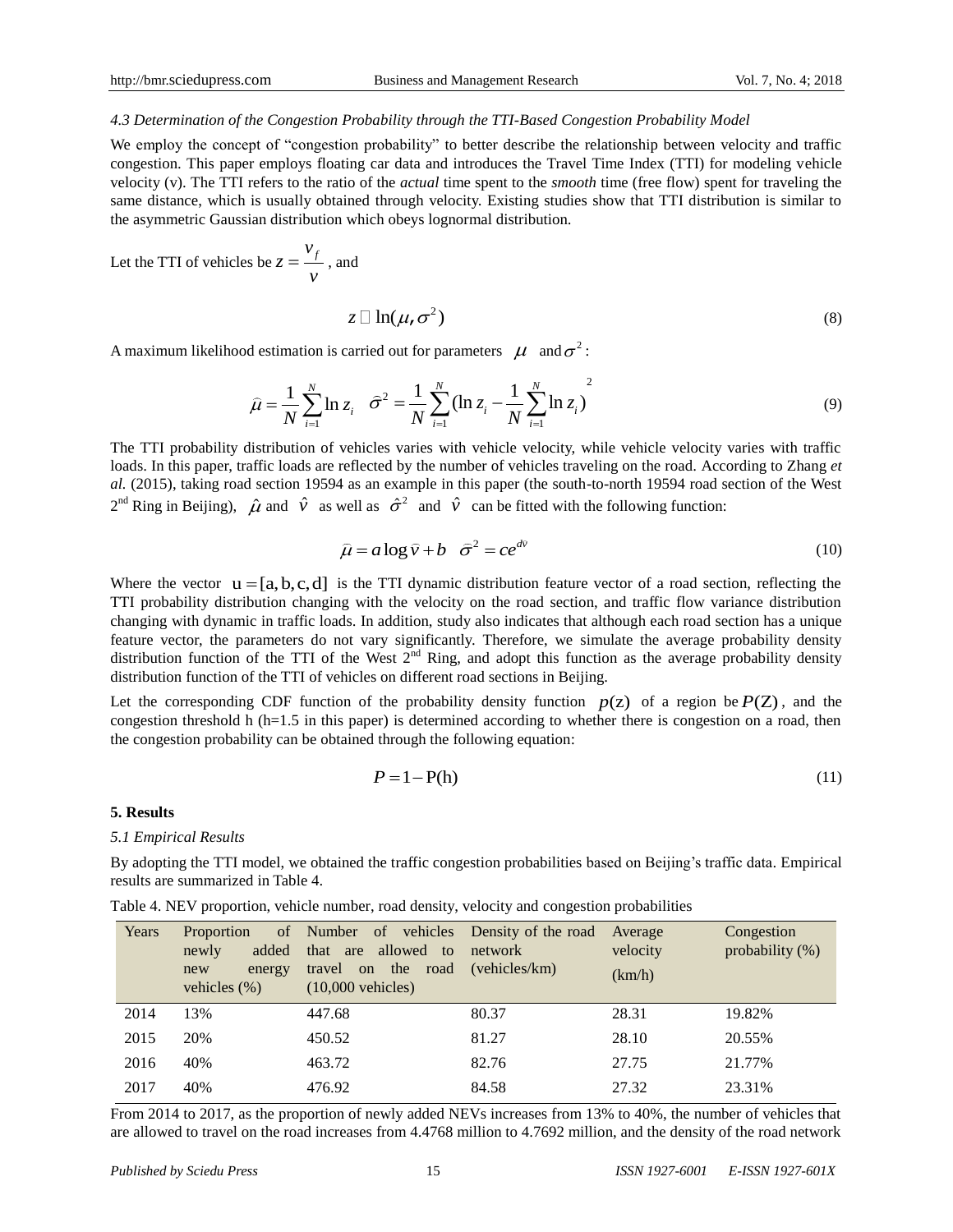*4.3 Determination of the Congestion Probability through the TTI-Based Congestion Probability Model*

We employ the concept of "congestion probability" to better describe the relationship between velocity and traffic congestion. This paper employs floating car data and introduces the Travel Time Index (TTI) for modeling vehicle velocity (v). The TTI refers to the ratio of the *actual* time spent to the *smooth* time (free flow) spent for traveling the same distance, which is usually obtained through velocity. Existing studies show that TTI distribution is similar to the asymmetric Gaussian distribution which obeys lognormal distribution.

Let the TTI of vehicles be $z = \frac{v_f}{v}$, and

$$z \sim \ln(\mu, \sigma^2) \tag{8}$$

A maximum likelihood estimation is carried out for parameters $\mu$ and $\sigma^2$:

$$\hat{\mu} = \frac{1}{N}\sum_{i=1}^{N}\ln z_i \quad \hat{\sigma}^2 = \frac{1}{N}\sum_{i=1}^{N}(\ln z_i - \frac{1}{N}\sum_{i=1}^{N}\ln z_i)^2 \tag{9}$$

The TTI probability distribution of vehicles varies with vehicle velocity, while vehicle velocity varies with traffic loads. In this paper, traffic loads are reflected by the number of vehicles traveling on the road. According to Zhang *et al.* (2015), taking road section 19594 as an example in this paper (the south-to-north 19594 road section of the West 2nd Ring in Beijing), $\hat{\mu}$ and $\hat{v}$ as well as $\hat{\sigma}^2$ and $\hat{v}$ can be fitted with the following function:

$$\hat{\mu} = a\log\bar{v} + b \quad \hat{\sigma}^2 = ce^{dv} \tag{10}$$

Where the vector $u = [a, b, c, d]$ is the TTI dynamic distribution feature vector of a road section, reflecting the TTI probability distribution changing with the velocity on the road section, and traffic flow variance distribution changing with dynamic in traffic loads. In addition, study also indicates that although each road section has a unique feature vector, the parameters do not vary significantly. Therefore, we simulate the average probability density distribution function of the TTI of the West 2nd Ring, and adopt this function as the average probability density distribution function of the TTI of vehicles on different road sections in Beijing.

Let the corresponding CDF function of the probability density function $p(z)$ of a region be $P(Z)$, and the congestion threshold h (h=1.5 in this paper) is determined according to whether there is congestion on a road, then the congestion probability can be obtained through the following equation:

$$P = 1 - P(h) \tag{11}$$

## 5. Results

*5.1 Empirical Results*

By adopting the TTI model, we obtained the traffic congestion probabilities based on Beijing's traffic data. Empirical results are summarized in Table 4.

Table 4. NEV proportion, vehicle number, road density, velocity and congestion probabilities

| Years | Proportion of newly added new energy vehicles (%) | Number of vehicles that are allowed to travel on the road (10,000 vehicles) | Density of the road network (vehicles/km) | Average velocity (km/h) | Congestion probability (%) |
|---|---|---|---|---|---|
| 2014 | 13% | 447.68 | 80.37 | 28.31 | 19.82% |
| 2015 | 20% | 450.52 | 81.27 | 28.10 | 20.55% |
| 2016 | 40% | 463.72 | 82.76 | 27.75 | 21.77% |
| 2017 | 40% | 476.92 | 84.58 | 27.32 | 23.31% |

From 2014 to 2017, as the proportion of newly added NEVs increases from 13% to 40%, the number of vehicles that are allowed to travel on the road increases from 4.4768 million to 4.7692 million, and the density of the road network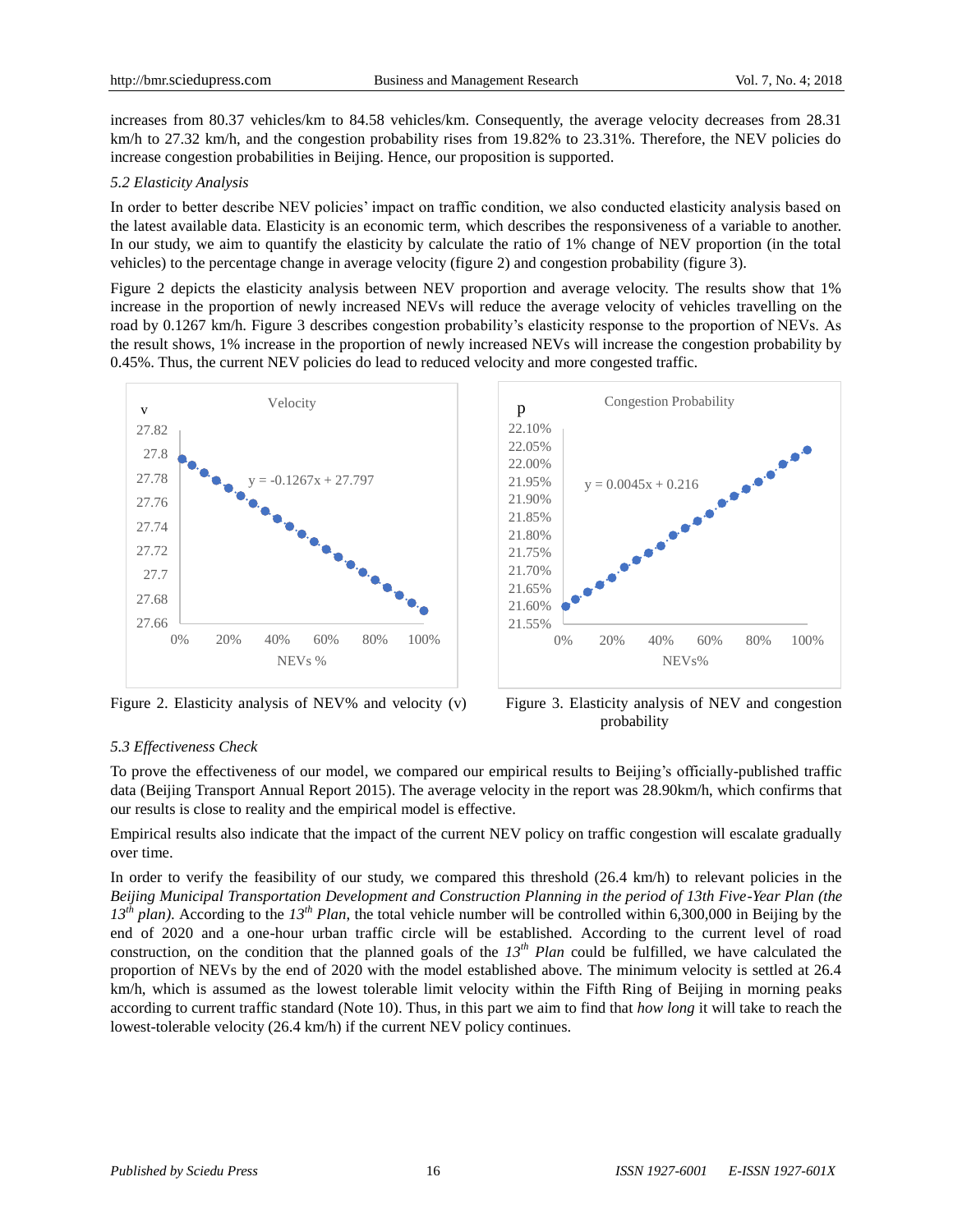increases from 80.37 vehicles/km to 84.58 vehicles/km. Consequently, the average velocity decreases from 28.31 km/h to 27.32 km/h, and the congestion probability rises from 19.82% to 23.31%. Therefore, the NEV policies do increase congestion probabilities in Beijing. Hence, our proposition is supported.

*5.2 Elasticity Analysis*

In order to better describe NEV policies' impact on traffic condition, we also conducted elasticity analysis based on the latest available data. Elasticity is an economic term, which describes the responsiveness of a variable to another. In our study, we aim to quantify the elasticity by calculate the ratio of 1% change of NEV proportion (in the total vehicles) to the percentage change in average velocity (figure 2) and congestion probability (figure 3).

Figure 2 depicts the elasticity analysis between NEV proportion and average velocity. The results show that 1% increase in the proportion of newly increased NEVs will reduce the average velocity of vehicles travelling on the road by 0.1267 km/h. Figure 3 describes congestion probability's elasticity response to the proportion of NEVs. As the result shows, 1% increase in the proportion of newly increased NEVs will increase the congestion probability by 0.45%. Thus, the current NEV policies do lead to reduced velocity and more congested traffic.

Figure 2. Elasticity analysis of NEV% and velocity (v)

Figure 3. Elasticity analysis of NEV and congestion probability

*5.3 Effectiveness Check*

To prove the effectiveness of our model, we compared our empirical results to Beijing's officially-published traffic data (Beijing Transport Annual Report 2015). The average velocity in the report was 28.90km/h, which confirms that our results is close to reality and the empirical model is effective.

Empirical results also indicate that the impact of the current NEV policy on traffic congestion will escalate gradually over time.

In order to verify the feasibility of our study, we compared this threshold (26.4 km/h) to relevant policies in the *Beijing Municipal Transportation Development and Construction Planning in the period of 13th Five-Year Plan (the 13th plan)*. According to the *13th Plan*, the total vehicle number will be controlled within 6,300,000 in Beijing by the end of 2020 and a one-hour urban traffic circle will be established. According to the current level of road construction, on the condition that the planned goals of the *13th Plan* could be fulfilled, we have calculated the proportion of NEVs by the end of 2020 with the model established above. The minimum velocity is settled at 26.4 km/h, which is assumed as the lowest tolerable limit velocity within the Fifth Ring of Beijing in morning peaks according to current traffic standard (Note 10). Thus, in this part we aim to find that *how long* it will take to reach the lowest-tolerable velocity (26.4 km/h) if the current NEV policy continues.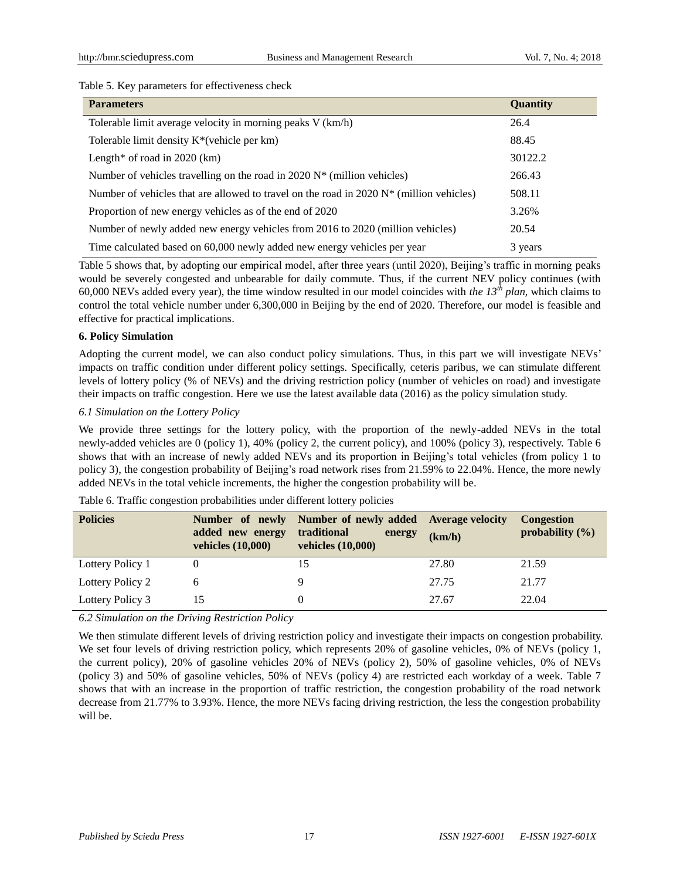Table 5. Key parameters for effectiveness check

| Parameters | Quantity |
|---|---|
| Tolerable limit average velocity in morning peaks V (km/h) | 26.4 |
| Tolerable limit density K*(vehicle per km) | 88.45 |
| Length* of road in 2020 (km) | 30122.2 |
| Number of vehicles travelling on the road in 2020 N* (million vehicles) | 266.43 |
| Number of vehicles that are allowed to travel on the road in 2020 N* (million vehicles) | 508.11 |
| Proportion of new energy vehicles as of the end of 2020 | 3.26% |
| Number of newly added new energy vehicles from 2016 to 2020 (million vehicles) | 20.54 |
| Time calculated based on 60,000 newly added new energy vehicles per year | 3 years |

Table 5 shows that, by adopting our empirical model, after three years (until 2020), Beijing's traffic in morning peaks would be severely congested and unbearable for daily commute. Thus, if the current NEV policy continues (with 60,000 NEVs added every year), the time window resulted in our model coincides with *the 13th plan*, which claims to control the total vehicle number under 6,300,000 in Beijing by the end of 2020. Therefore, our model is feasible and effective for practical implications.

**6. Policy Simulation**

Adopting the current model, we can also conduct policy simulations. Thus, in this part we will investigate NEVs' impacts on traffic condition under different policy settings. Specifically, ceteris paribus, we can stimulate different levels of lottery policy (% of NEVs) and the driving restriction policy (number of vehicles on road) and investigate their impacts on traffic congestion. Here we use the latest available data (2016) as the policy simulation study.

*6.1 Simulation on the Lottery Policy*

We provide three settings for the lottery policy, with the proportion of the newly-added NEVs in the total newly-added vehicles are 0 (policy 1), 40% (policy 2, the current policy), and 100% (policy 3), respectively. Table 6 shows that with an increase of newly added NEVs and its proportion in Beijing's total vehicles (from policy 1 to policy 3), the congestion probability of Beijing's road network rises from 21.59% to 22.04%. Hence, the more newly added NEVs in the total vehicle increments, the higher the congestion probability will be.

Table 6. Traffic congestion probabilities under different lottery policies

| Policies | Number of newly added new energy vehicles (10,000) | Number of newly added traditional energy vehicles (10,000) | Average velocity (km/h) | Congestion probability (%) |
|---|---|---|---|---|
| Lottery Policy 1 | 0 | 15 | 27.80 | 21.59 |
| Lottery Policy 2 | 6 | 9 | 27.75 | 21.77 |
| Lottery Policy 3 | 15 | 0 | 27.67 | 22.04 |

*6.2 Simulation on the Driving Restriction Policy*

We then stimulate different levels of driving restriction policy and investigate their impacts on congestion probability. We set four levels of driving restriction policy, which represents 20% of gasoline vehicles, 0% of NEVs (policy 1, the current policy), 20% of gasoline vehicles 20% of NEVs (policy 2), 50% of gasoline vehicles, 0% of NEVs (policy 3) and 50% of gasoline vehicles, 50% of NEVs (policy 4) are restricted each workday of a week. Table 7 shows that with an increase in the proportion of traffic restriction, the congestion probability of the road network decrease from 21.77% to 3.93%. Hence, the more NEVs facing driving restriction, the less the congestion probability will be.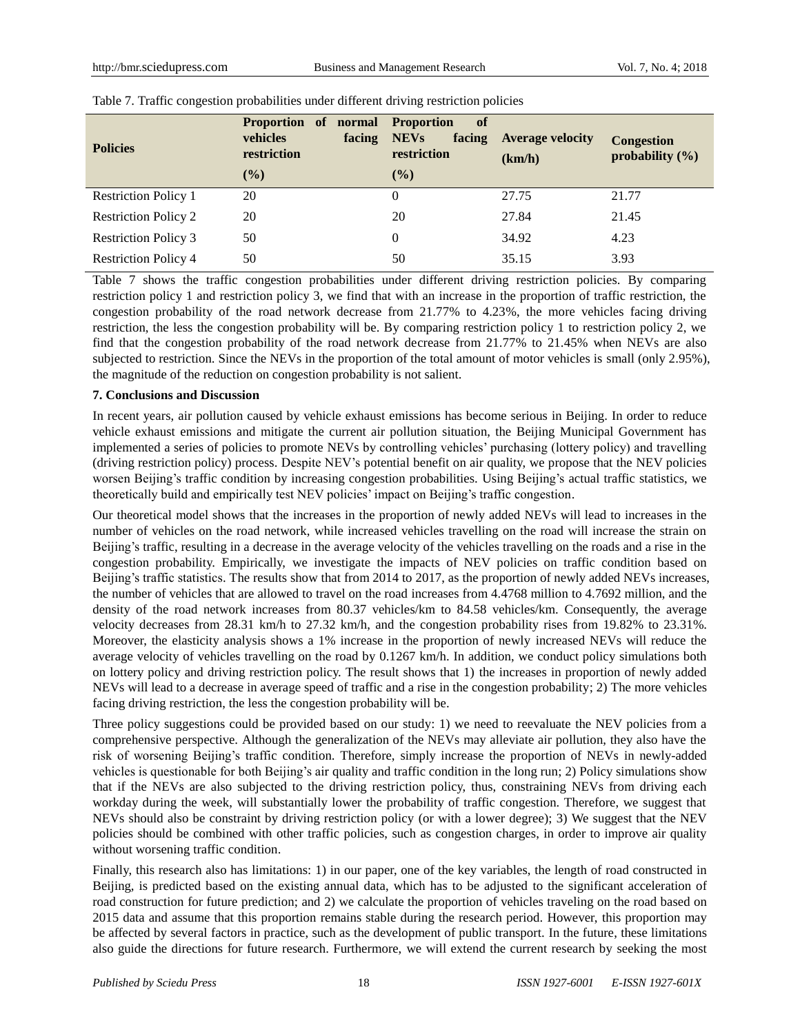Table 7. Traffic congestion probabilities under different driving restriction policies

| Policies | Proportion of normal vehicles facing restriction (%) | Proportion of NEVs facing restriction (%) | Average velocity (km/h) | Congestion probability (%) |
|---|---|---|---|---|
| Restriction Policy 1 | 20 | 0 | 27.75 | 21.77 |
| Restriction Policy 2 | 20 | 20 | 27.84 | 21.45 |
| Restriction Policy 3 | 50 | 0 | 34.92 | 4.23 |
| Restriction Policy 4 | 50 | 50 | 35.15 | 3.93 |

Table 7 shows the traffic congestion probabilities under different driving restriction policies. By comparing restriction policy 1 and restriction policy 3, we find that with an increase in the proportion of traffic restriction, the congestion probability of the road network decrease from 21.77% to 4.23%, the more vehicles facing driving restriction, the less the congestion probability will be. By comparing restriction policy 1 to restriction policy 2, we find that the congestion probability of the road network decrease from 21.77% to 21.45% when NEVs are also subjected to restriction. Since the NEVs in the proportion of the total amount of motor vehicles is small (only 2.95%), the magnitude of the reduction on congestion probability is not salient.

## 7. Conclusions and Discussion

In recent years, air pollution caused by vehicle exhaust emissions has become serious in Beijing. In order to reduce vehicle exhaust emissions and mitigate the current air pollution situation, the Beijing Municipal Government has implemented a series of policies to promote NEVs by controlling vehicles' purchasing (lottery policy) and travelling (driving restriction policy) process. Despite NEV's potential benefit on air quality, we propose that the NEV policies worsen Beijing's traffic condition by increasing congestion probabilities. Using Beijing's actual traffic statistics, we theoretically build and empirically test NEV policies' impact on Beijing's traffic congestion.

Our theoretical model shows that the increases in the proportion of newly added NEVs will lead to increases in the number of vehicles on the road network, while increased vehicles travelling on the road will increase the strain on Beijing's traffic, resulting in a decrease in the average velocity of the vehicles travelling on the roads and a rise in the congestion probability. Empirically, we investigate the impacts of NEV policies on traffic condition based on Beijing's traffic statistics. The results show that from 2014 to 2017, as the proportion of newly added NEVs increases, the number of vehicles that are allowed to travel on the road increases from 4.4768 million to 4.7692 million, and the density of the road network increases from 80.37 vehicles/km to 84.58 vehicles/km. Consequently, the average velocity decreases from 28.31 km/h to 27.32 km/h, and the congestion probability rises from 19.82% to 23.31%. Moreover, the elasticity analysis shows a 1% increase in the proportion of newly increased NEVs will reduce the average velocity of vehicles travelling on the road by 0.1267 km/h. In addition, we conduct policy simulations both on lottery policy and driving restriction policy. The result shows that 1) the increases in proportion of newly added NEVs will lead to a decrease in average speed of traffic and a rise in the congestion probability; 2) The more vehicles facing driving restriction, the less the congestion probability will be.

Three policy suggestions could be provided based on our study: 1) we need to reevaluate the NEV policies from a comprehensive perspective. Although the generalization of the NEVs may alleviate air pollution, they also have the risk of worsening Beijing's traffic condition. Therefore, simply increase the proportion of NEVs in newly-added vehicles is questionable for both Beijing's air quality and traffic condition in the long run; 2) Policy simulations show that if the NEVs are also subjected to the driving restriction policy, thus, constraining NEVs from driving each workday during the week, will substantially lower the probability of traffic congestion. Therefore, we suggest that NEVs should also be constraint by driving restriction policy (or with a lower degree); 3) We suggest that the NEV policies should be combined with other traffic policies, such as congestion charges, in order to improve air quality without worsening traffic condition.

Finally, this research also has limitations: 1) in our paper, one of the key variables, the length of road constructed in Beijing, is predicted based on the existing annual data, which has to be adjusted to the significant acceleration of road construction for future prediction; and 2) we calculate the proportion of vehicles traveling on the road based on 2015 data and assume that this proportion remains stable during the research period. However, this proportion may be affected by several factors in practice, such as the development of public transport. In the future, these limitations also guide the directions for future research. Furthermore, we will extend the current research by seeking the most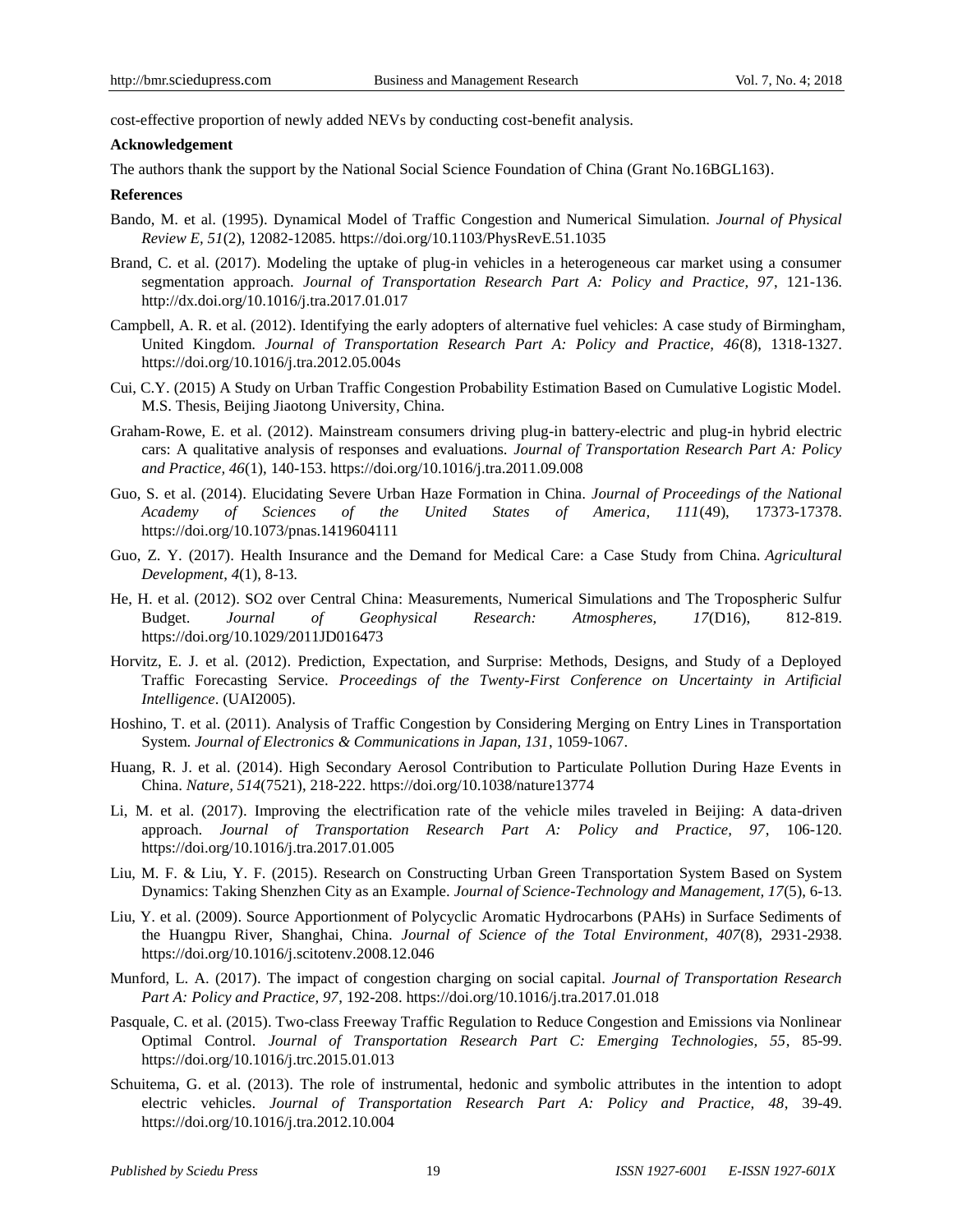cost-effective proportion of newly added NEVs by conducting cost-benefit analysis.

**Acknowledgement**

The authors thank the support by the National Social Science Foundation of China (Grant No.16BGL163).

**References**

Bando, M. et al. (1995). Dynamical Model of Traffic Congestion and Numerical Simulation. *Journal of Physical Review E, 51*(2), 12082-12085. https://doi.org/10.1103/PhysRevE.51.1035

Brand, C. et al. (2017). Modeling the uptake of plug-in vehicles in a heterogeneous car market using a consumer segmentation approach. *Journal of Transportation Research Part A: Policy and Practice, 97*, 121-136. http://dx.doi.org/10.1016/j.tra.2017.01.017

Campbell, A. R. et al. (2012). Identifying the early adopters of alternative fuel vehicles: A case study of Birmingham, United Kingdom. *Journal of Transportation Research Part A: Policy and Practice, 46*(8), 1318-1327. https://doi.org/10.1016/j.tra.2012.05.004s

Cui, C.Y. (2015) A Study on Urban Traffic Congestion Probability Estimation Based on Cumulative Logistic Model. M.S. Thesis, Beijing Jiaotong University, China.

Graham-Rowe, E. et al. (2012). Mainstream consumers driving plug-in battery-electric and plug-in hybrid electric cars: A qualitative analysis of responses and evaluations. *Journal of Transportation Research Part A: Policy and Practice, 46*(1), 140-153. https://doi.org/10.1016/j.tra.2011.09.008

Guo, S. et al. (2014). Elucidating Severe Urban Haze Formation in China. *Journal of Proceedings of the National Academy of Sciences of the United States of America, 111*(49), 17373-17378. https://doi.org/10.1073/pnas.1419604111

Guo, Z. Y. (2017). Health Insurance and the Demand for Medical Care: a Case Study from China. *Agricultural Development*, *4*(1), 8-13.

He, H. et al. (2012). SO2 over Central China: Measurements, Numerical Simulations and The Tropospheric Sulfur Budget. *Journal of Geophysical Research: Atmospheres, 17*(D16), 812-819. https://doi.org/10.1029/2011JD016473

Horvitz, E. J. et al. (2012). Prediction, Expectation, and Surprise: Methods, Designs, and Study of a Deployed Traffic Forecasting Service. *Proceedings of the Twenty-First Conference on Uncertainty in Artificial Intelligence*. (UAI2005).

Hoshino, T. et al. (2011). Analysis of Traffic Congestion by Considering Merging on Entry Lines in Transportation System. *Journal of Electronics & Communications in Japan, 131*, 1059-1067.

Huang, R. J. et al. (2014). High Secondary Aerosol Contribution to Particulate Pollution During Haze Events in China. *Nature, 514*(7521), 218-222. https://doi.org/10.1038/nature13774

Li, M. et al. (2017). Improving the electrification rate of the vehicle miles traveled in Beijing: A data-driven approach. *Journal of Transportation Research Part A: Policy and Practice, 97*, 106-120. https://doi.org/10.1016/j.tra.2017.01.005

Liu, M. F. & Liu, Y. F. (2015). Research on Constructing Urban Green Transportation System Based on System Dynamics: Taking Shenzhen City as an Example. *Journal of Science-Technology and Management, 17*(5), 6-13.

Liu, Y. et al. (2009). Source Apportionment of Polycyclic Aromatic Hydrocarbons (PAHs) in Surface Sediments of the Huangpu River, Shanghai, China. *Journal of Science of the Total Environment, 407*(8), 2931-2938. https://doi.org/10.1016/j.scitotenv.2008.12.046

Munford, L. A. (2017). The impact of congestion charging on social capital. *Journal of Transportation Research Part A: Policy and Practice, 97*, 192-208. https://doi.org/10.1016/j.tra.2017.01.018

Pasquale, C. et al. (2015). Two-class Freeway Traffic Regulation to Reduce Congestion and Emissions via Nonlinear Optimal Control. *Journal of Transportation Research Part C: Emerging Technologies, 55*, 85-99. https://doi.org/10.1016/j.trc.2015.01.013

Schuitema, G. et al. (2013). The role of instrumental, hedonic and symbolic attributes in the intention to adopt electric vehicles. *Journal of Transportation Research Part A: Policy and Practice, 48*, 39-49. https://doi.org/10.1016/j.tra.2012.10.004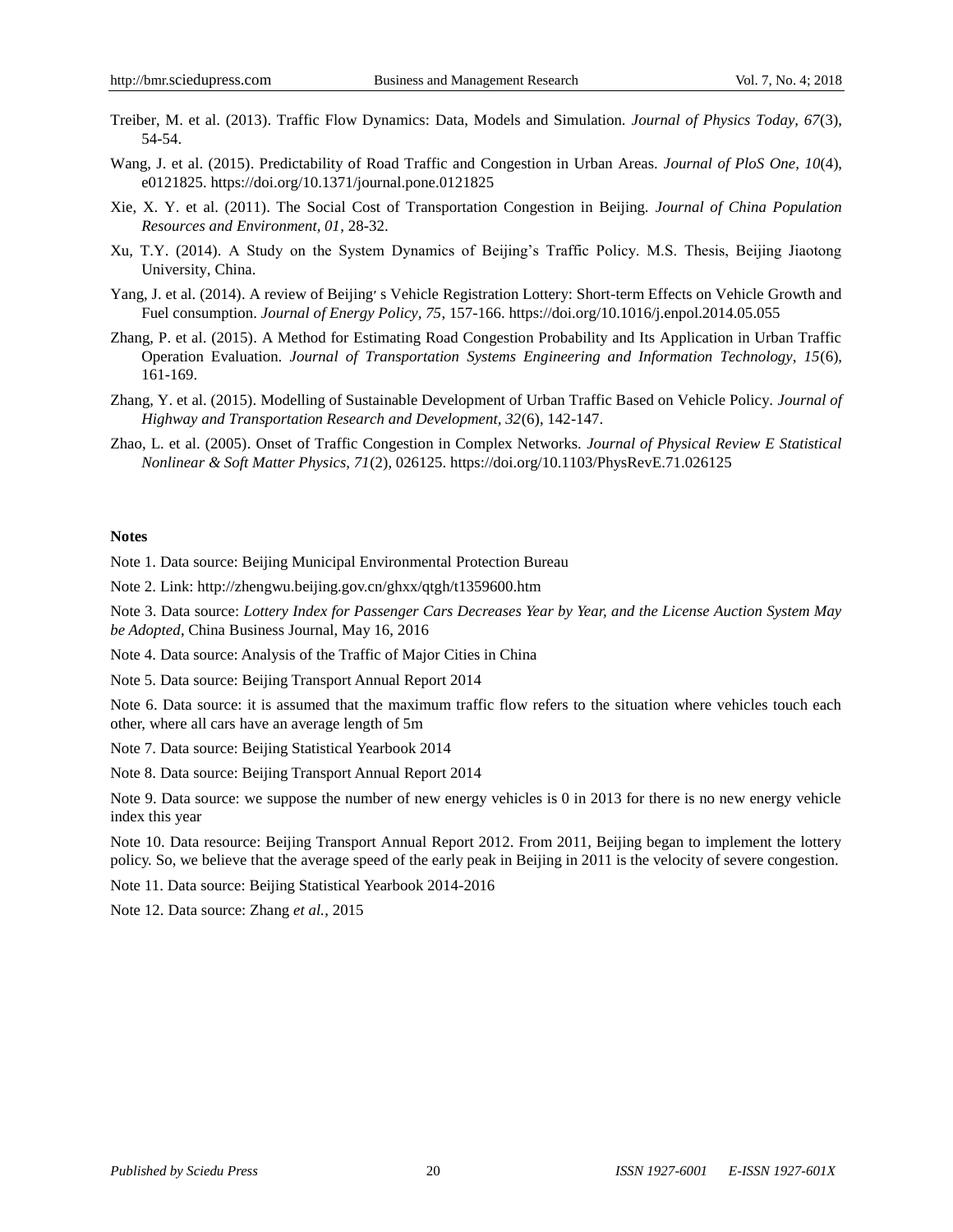Treiber, M. et al. (2013). Traffic Flow Dynamics: Data, Models and Simulation. *Journal of Physics Today, 67*(3), 54-54.

Wang, J. et al. (2015). Predictability of Road Traffic and Congestion in Urban Areas. *Journal of PloS One, 10*(4), e0121825. https://doi.org/10.1371/journal.pone.0121825

Xie, X. Y. et al. (2011). The Social Cost of Transportation Congestion in Beijing. *Journal of China Population Resources and Environment, 01*, 28-32.

Xu, T.Y. (2014). A Study on the System Dynamics of Beijing's Traffic Policy. M.S. Thesis, Beijing Jiaotong University, China.

Yang, J. et al. (2014). A review of Beijing′ s Vehicle Registration Lottery: Short-term Effects on Vehicle Growth and Fuel consumption. *Journal of Energy Policy, 75*, 157-166. https://doi.org/10.1016/j.enpol.2014.05.055

Zhang, P. et al. (2015). A Method for Estimating Road Congestion Probability and Its Application in Urban Traffic Operation Evaluation. *Journal of Transportation Systems Engineering and Information Technology, 15*(6), 161-169.

Zhang, Y. et al. (2015). Modelling of Sustainable Development of Urban Traffic Based on Vehicle Policy. *Journal of Highway and Transportation Research and Development, 32*(6), 142-147.

Zhao, L. et al. (2005). Onset of Traffic Congestion in Complex Networks. *Journal of Physical Review E Statistical Nonlinear & Soft Matter Physics, 71*(2), 026125. https://doi.org/10.1103/PhysRevE.71.026125

**Notes**

Note 1. Data source: Beijing Municipal Environmental Protection Bureau

Note 2. Link: http://zhengwu.beijing.gov.cn/ghxx/qtgh/t1359600.htm

Note 3. Data source: *Lottery Index for Passenger Cars Decreases Year by Year, and the License Auction System May be Adopted*, China Business Journal, May 16, 2016

Note 4. Data source: Analysis of the Traffic of Major Cities in China

Note 5. Data source: Beijing Transport Annual Report 2014

Note 6. Data source: it is assumed that the maximum traffic flow refers to the situation where vehicles touch each other, where all cars have an average length of 5m

Note 7. Data source: Beijing Statistical Yearbook 2014

Note 8. Data source: Beijing Transport Annual Report 2014

Note 9. Data source: we suppose the number of new energy vehicles is 0 in 2013 for there is no new energy vehicle index this year

Note 10. Data resource: Beijing Transport Annual Report 2012. From 2011, Beijing began to implement the lottery policy. So, we believe that the average speed of the early peak in Beijing in 2011 is the velocity of severe congestion.

Note 11. Data source: Beijing Statistical Yearbook 2014-2016

Note 12. Data source: Zhang *et al.*, 2015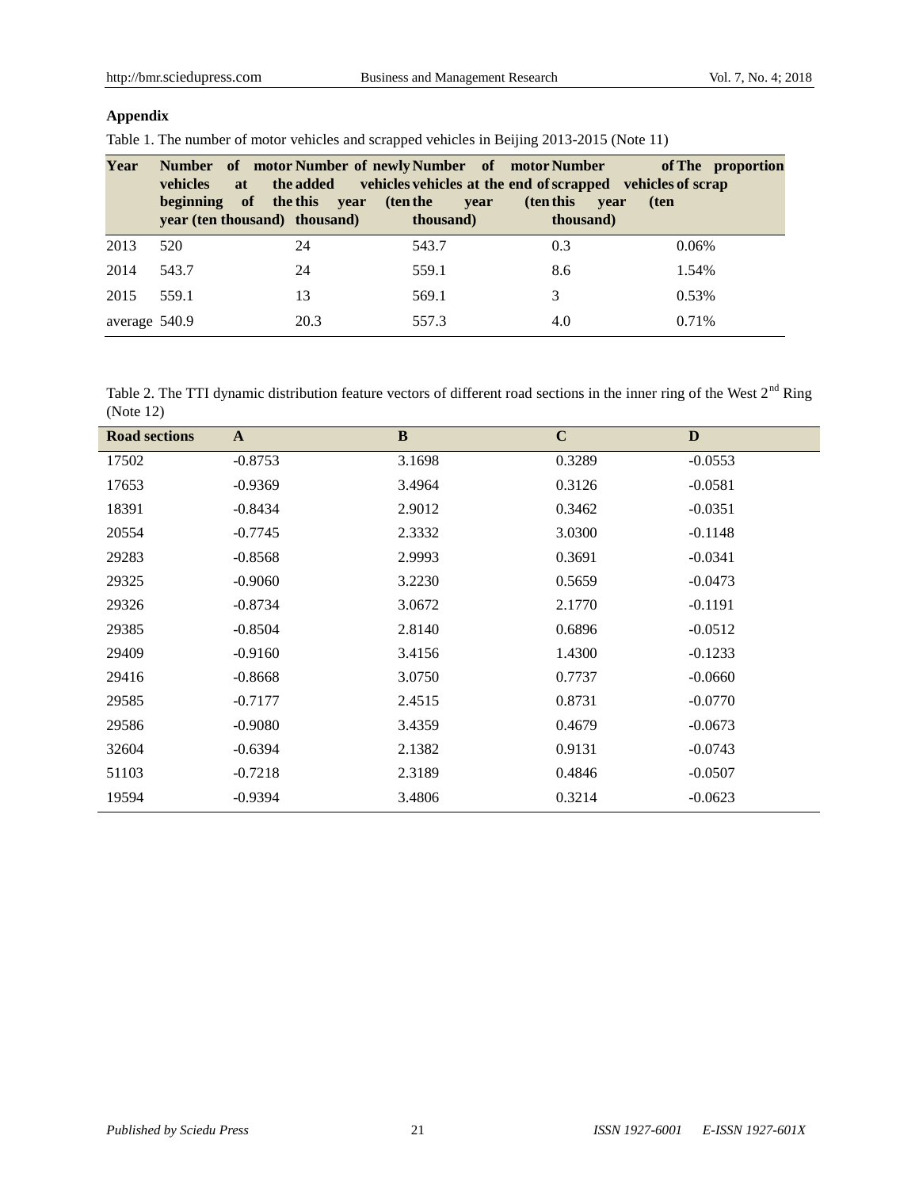## Appendix

Table 1. The number of motor vehicles and scrapped vehicles in Beijing 2013-2015 (Note 11)

| Year | Number of motor vehicles at the beginning of the year (ten thousand) | Number of newly added vehicles this year (ten thousand) | Number of motor vehicles at the end of the year (ten thousand) | Number of scrapped vehicles this year (ten thousand) | The proportion of scrap |
|---|---|---|---|---|---|
| 2013 | 520 | 24 | 543.7 | 0.3 | 0.06% |
| 2014 | 543.7 | 24 | 559.1 | 8.6 | 1.54% |
| 2015 | 559.1 | 13 | 569.1 | 3 | 0.53% |
| average | 540.9 | 20.3 | 557.3 | 4.0 | 0.71% |

Table 2. The TTI dynamic distribution feature vectors of different road sections in the inner ring of the West 2nd Ring (Note 12)

| Road sections | A | B | C | D |
|---|---|---|---|---|
| 17502 | -0.8753 | 3.1698 | 0.3289 | -0.0553 |
| 17653 | -0.9369 | 3.4964 | 0.3126 | -0.0581 |
| 18391 | -0.8434 | 2.9012 | 0.3462 | -0.0351 |
| 20554 | -0.7745 | 2.3332 | 3.0300 | -0.1148 |
| 29283 | -0.8568 | 2.9993 | 0.3691 | -0.0341 |
| 29325 | -0.9060 | 3.2230 | 0.5659 | -0.0473 |
| 29326 | -0.8734 | 3.0672 | 2.1770 | -0.1191 |
| 29385 | -0.8504 | 2.8140 | 0.6896 | -0.0512 |
| 29409 | -0.9160 | 3.4156 | 1.4300 | -0.1233 |
| 29416 | -0.8668 | 3.0750 | 0.7737 | -0.0660 |
| 29585 | -0.7177 | 2.4515 | 0.8731 | -0.0770 |
| 29586 | -0.9080 | 3.4359 | 0.4679 | -0.0673 |
| 32604 | -0.6394 | 2.1382 | 0.9131 | -0.0743 |
| 51103 | -0.7218 | 2.3189 | 0.4846 | -0.0507 |
| 19594 | -0.9394 | 3.4806 | 0.3214 | -0.0623 |